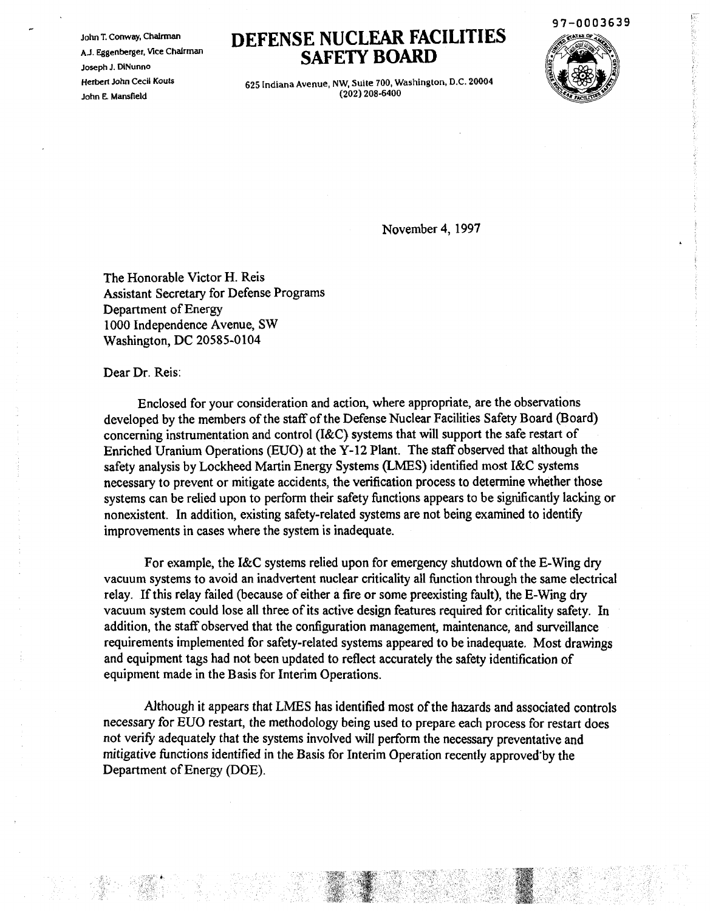John T. Conway, Chairman
A.J. Eggenberger, Vice Chairman
Joseph J. DiNunno
Herbert John Cecil Kouts
John E. Mansfield

# DEFENSE NUCLEAR FACILITIES SAFETY BOARD

625 Indiana Avenue, NW, Suite 700, Washington, D.C. 20004
(202) 208-6400

97-0003639

November 4, 1997

The Honorable Victor H. Reis
Assistant Secretary for Defense Programs
Department of Energy
1000 Independence Avenue, SW
Washington, DC 20585-0104

Dear Dr. Reis:

Enclosed for your consideration and action, where appropriate, are the observations developed by the members of the staff of the Defense Nuclear Facilities Safety Board (Board) concerning instrumentation and control (I&C) systems that will support the safe restart of Enriched Uranium Operations (EUO) at the Y-12 Plant. The staff observed that although the safety analysis by Lockheed Martin Energy Systems (LMES) identified most I&C systems necessary to prevent or mitigate accidents, the verification process to determine whether those systems can be relied upon to perform their safety functions appears to be significantly lacking or nonexistent. In addition, existing safety-related systems are not being examined to identify improvements in cases where the system is inadequate.

For example, the I&C systems relied upon for emergency shutdown of the E-Wing dry vacuum systems to avoid an inadvertent nuclear criticality all function through the same electrical relay. If this relay failed (because of either a fire or some preexisting fault), the E-Wing dry vacuum system could lose all three of its active design features required for criticality safety. In addition, the staff observed that the configuration management, maintenance, and surveillance requirements implemented for safety-related systems appeared to be inadequate. Most drawings and equipment tags had not been updated to reflect accurately the safety identification of equipment made in the Basis for Interim Operations.

Although it appears that LMES has identified most of the hazards and associated controls necessary for EUO restart, the methodology being used to prepare each process for restart does not verify adequately that the systems involved will perform the necessary preventative and mitigative functions identified in the Basis for Interim Operation recently approved by the Department of Energy (DOE).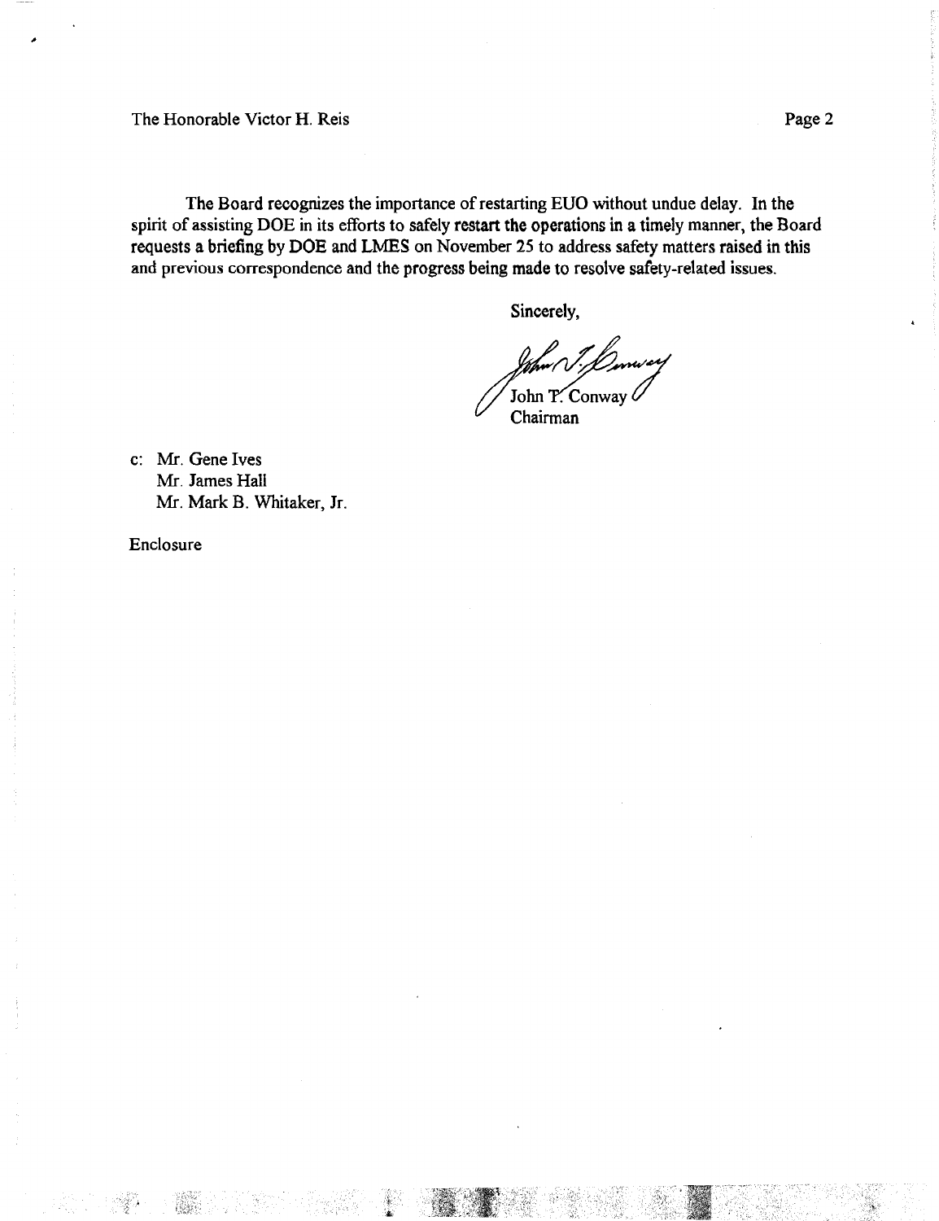The Honorable Victor H. Reis

The Board recognizes the importance of restarting EUO without undue delay. In the spirit of assisting DOE in its efforts to safely restart the operations in a timely manner, the Board requests a briefing by DOE and LMES on November 25 to address safety matters raised in this and previous correspondence and the progress being made to resolve safety-related issues.

Sincerely,

John T. Conway
Chairman

c: Mr. Gene Ives
Mr. James Hall
Mr. Mark B. Whitaker, Jr.

Enclosure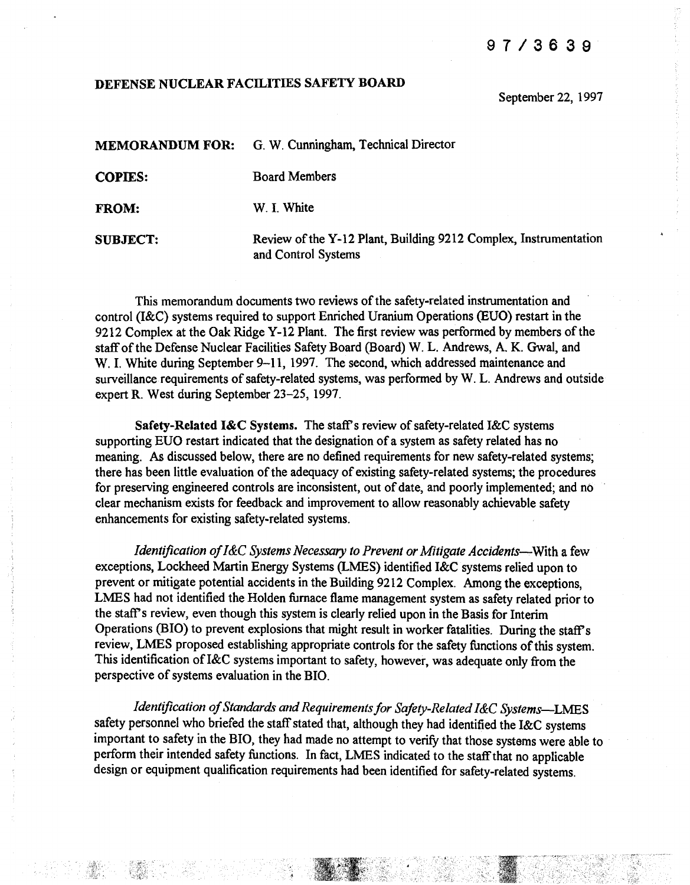97/3639

**DEFENSE NUCLEAR FACILITIES SAFETY BOARD**

September 22, 1997

**MEMORANDUM FOR:** G. W. Cunningham, Technical Director

**COPIES:** Board Members

**FROM:** W. I. White

**SUBJECT:** Review of the Y-12 Plant, Building 9212 Complex, Instrumentation and Control Systems

This memorandum documents two reviews of the safety-related instrumentation and control (I&C) systems required to support Enriched Uranium Operations (EUO) restart in the 9212 Complex at the Oak Ridge Y-12 Plant. The first review was performed by members of the staff of the Defense Nuclear Facilities Safety Board (Board) W. L. Andrews, A. K. Gwal, and W. I. White during September 9–11, 1997. The second, which addressed maintenance and surveillance requirements of safety-related systems, was performed by W. L. Andrews and outside expert R. West during September 23–25, 1997.

**Safety-Related I&C Systems.** The staff's review of safety-related I&C systems supporting EUO restart indicated that the designation of a system as safety related has no meaning. As discussed below, there are no defined requirements for new safety-related systems; there has been little evaluation of the adequacy of existing safety-related systems; the procedures for preserving engineered controls are inconsistent, out of date, and poorly implemented; and no clear mechanism exists for feedback and improvement to allow reasonably achievable safety enhancements for existing safety-related systems.

*Identification of I&C Systems Necessary to Prevent or Mitigate Accidents*—With a few exceptions, Lockheed Martin Energy Systems (LMES) identified I&C systems relied upon to prevent or mitigate potential accidents in the Building 9212 Complex. Among the exceptions, LMES had not identified the Holden furnace flame management system as safety related prior to the staff's review, even though this system is clearly relied upon in the Basis for Interim Operations (BIO) to prevent explosions that might result in worker fatalities. During the staff's review, LMES proposed establishing appropriate controls for the safety functions of this system. This identification of I&C systems important to safety, however, was adequate only from the perspective of systems evaluation in the BIO.

*Identification of Standards and Requirements for Safety-Related I&C Systems*—LMES safety personnel who briefed the staff stated that, although they had identified the I&C systems important to safety in the BIO, they had made no attempt to verify that those systems were able to perform their intended safety functions. In fact, LMES indicated to the staff that no applicable design or equipment qualification requirements had been identified for safety-related systems.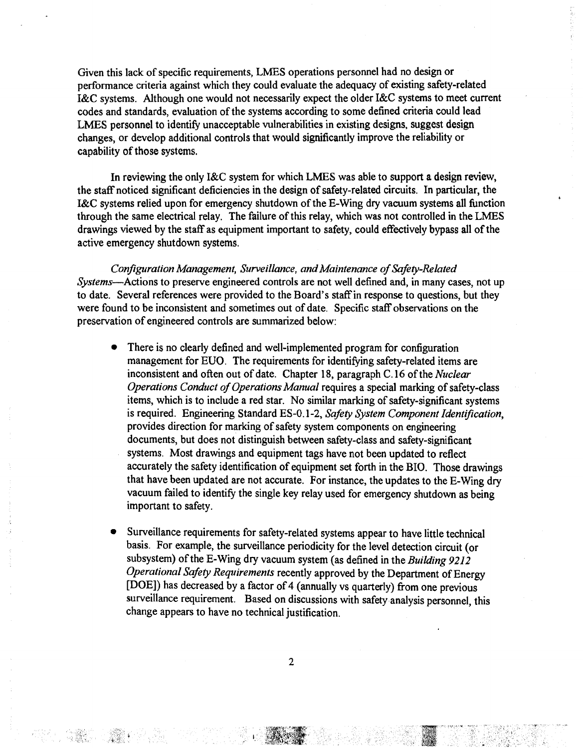Given this lack of specific requirements, LMES operations personnel had no design or performance criteria against which they could evaluate the adequacy of existing safety-related I&C systems. Although one would not necessarily expect the older I&C systems to meet current codes and standards, evaluation of the systems according to some defined criteria could lead LMES personnel to identify unacceptable vulnerabilities in existing designs, suggest design changes, or develop additional controls that would significantly improve the reliability or capability of those systems.

In reviewing the only I&C system for which LMES was able to support a design review, the staff noticed significant deficiencies in the design of safety-related circuits. In particular, the I&C systems relied upon for emergency shutdown of the E-Wing dry vacuum systems all function through the same electrical relay. The failure of this relay, which was not controlled in the LMES drawings viewed by the staff as equipment important to safety, could effectively bypass all of the active emergency shutdown systems.

*Configuration Management, Surveillance, and Maintenance of Safety-Related Systems*—Actions to preserve engineered controls are not well defined and, in many cases, not up to date. Several references were provided to the Board's staff in response to questions, but they were found to be inconsistent and sometimes out of date. Specific staff observations on the preservation of engineered controls are summarized below:

- There is no clearly defined and well-implemented program for configuration management for EUO. The requirements for identifying safety-related items are inconsistent and often out of date. Chapter 18, paragraph C.16 of the *Nuclear Operations Conduct of Operations Manual* requires a special marking of safety-class items, which is to include a red star. No similar marking of safety-significant systems is required. Engineering Standard ES-0.1-2, *Safety System Component Identification*, provides direction for marking of safety system components on engineering documents, but does not distinguish between safety-class and safety-significant systems. Most drawings and equipment tags have not been updated to reflect accurately the safety identification of equipment set forth in the BIO. Those drawings that have been updated are not accurate. For instance, the updates to the E-Wing dry vacuum failed to identify the single key relay used for emergency shutdown as being important to safety.

- Surveillance requirements for safety-related systems appear to have little technical basis. For example, the surveillance periodicity for the level detection circuit (or subsystem) of the E-Wing dry vacuum system (as defined in the *Building 9212 Operational Safety Requirements* recently approved by the Department of Energy [DOE]) has decreased by a factor of 4 (annually vs quarterly) from one previous surveillance requirement. Based on discussions with safety analysis personnel, this change appears to have no technical justification.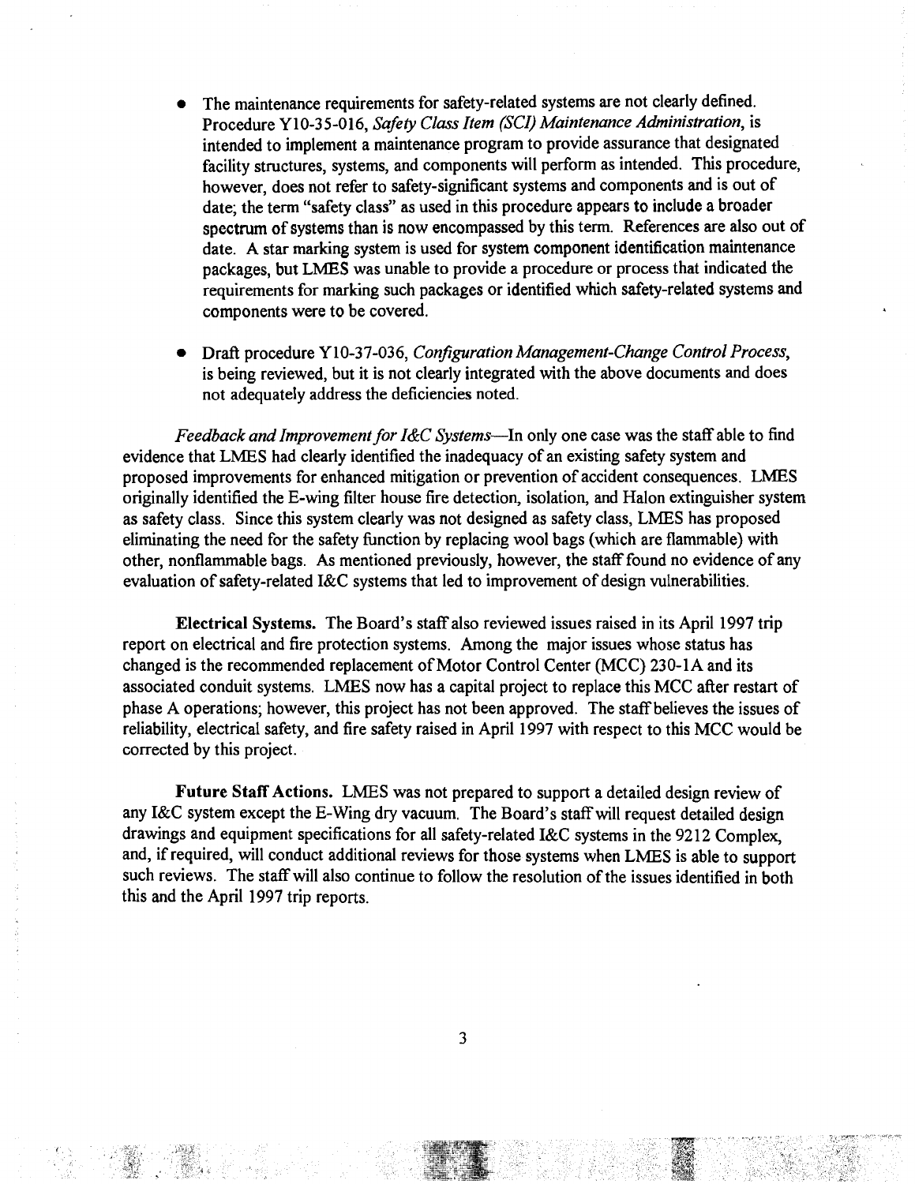- The maintenance requirements for safety-related systems are not clearly defined. Procedure Y10-35-016, *Safety Class Item (SCI) Maintenance Administration*, is intended to implement a maintenance program to provide assurance that designated facility structures, systems, and components will perform as intended. This procedure, however, does not refer to safety-significant systems and components and is out of date; the term "safety class" as used in this procedure appears to include a broader spectrum of systems than is now encompassed by this term. References are also out of date. A star marking system is used for system component identification maintenance packages, but LMES was unable to provide a procedure or process that indicated the requirements for marking such packages or identified which safety-related systems and components were to be covered.

- Draft procedure Y10-37-036, *Configuration Management-Change Control Process*, is being reviewed, but it is not clearly integrated with the above documents and does not adequately address the deficiencies noted.

*Feedback and Improvement for I&C Systems*—In only one case was the staff able to find evidence that LMES had clearly identified the inadequacy of an existing safety system and proposed improvements for enhanced mitigation or prevention of accident consequences. LMES originally identified the E-wing filter house fire detection, isolation, and Halon extinguisher system as safety class. Since this system clearly was not designed as safety class, LMES has proposed eliminating the need for the safety function by replacing wool bags (which are flammable) with other, nonflammable bags. As mentioned previously, however, the staff found no evidence of any evaluation of safety-related I&C systems that led to improvement of design vulnerabilities.

**Electrical Systems.** The Board's staff also reviewed issues raised in its April 1997 trip report on electrical and fire protection systems. Among the major issues whose status has changed is the recommended replacement of Motor Control Center (MCC) 230-1A and its associated conduit systems. LMES now has a capital project to replace this MCC after restart of phase A operations; however, this project has not been approved. The staff believes the issues of reliability, electrical safety, and fire safety raised in April 1997 with respect to this MCC would be corrected by this project.

**Future Staff Actions.** LMES was not prepared to support a detailed design review of any I&C system except the E-Wing dry vacuum. The Board's staff will request detailed design drawings and equipment specifications for all safety-related I&C systems in the 9212 Complex, and, if required, will conduct additional reviews for those systems when LMES is able to support such reviews. The staff will also continue to follow the resolution of the issues identified in both this and the April 1997 trip reports.